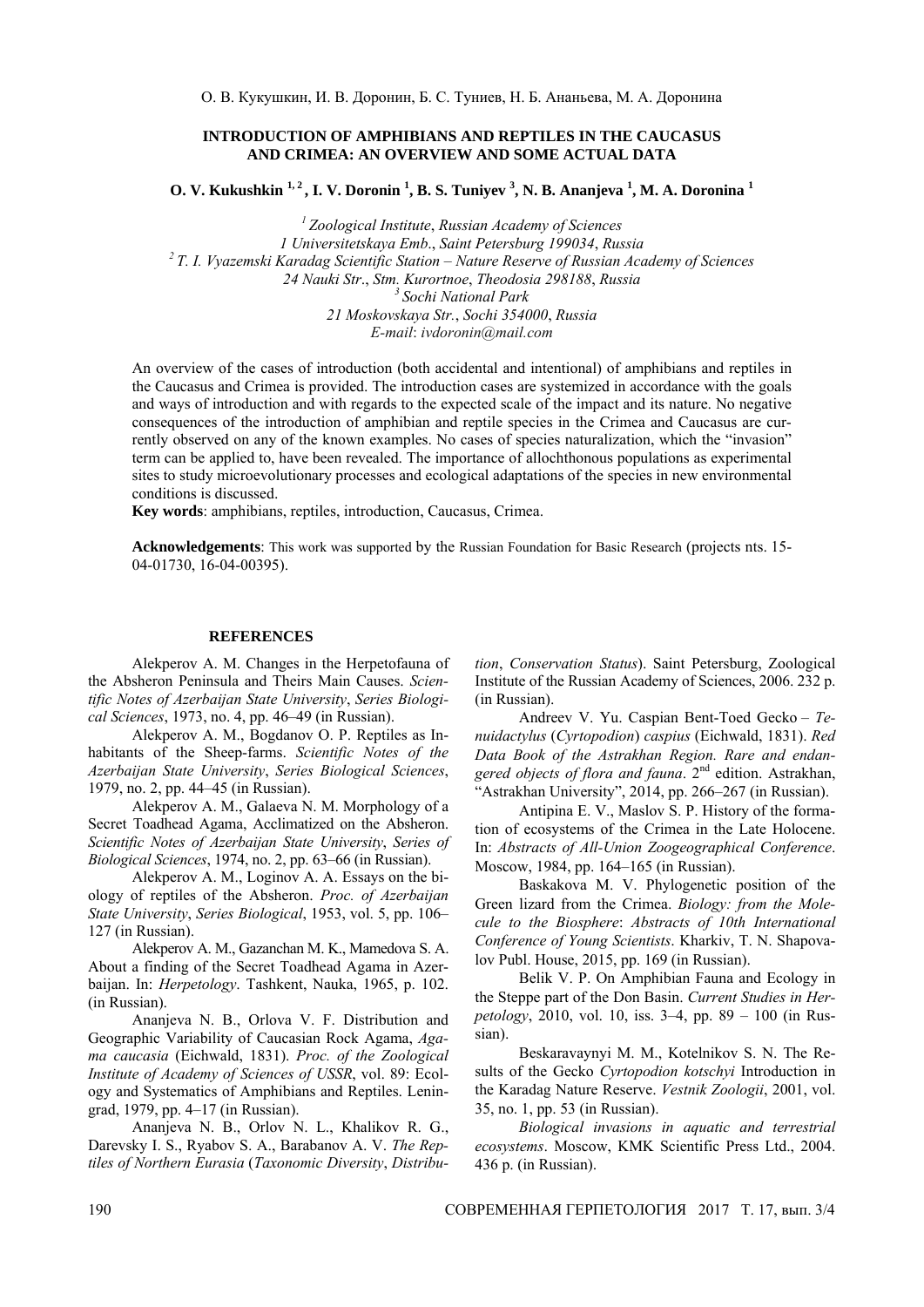О. В. Кукушкин, И. В. Доронин, Б. С. Туниев, Н. Б. Ананьева, М. А. Доронина

## INTRODUCTION OF AMPHIBIANS AND REPTILES IN THE CAUCASUS AND CRIMEA: AN OVERVIEW AND SOME ACTUAL DATA

**O. V. Kukushkin [1, 2], I. V. Doronin [1], B. S. Tuniyev [3], N. B. Ananjeva [1], M. A. Doronina [1]**

*[1] Zoological Institute, Russian Academy of Sciences*
*1 Universitetskaya Emb., Saint Petersburg 199034, Russia*
*[2] T. I. Vyazemski Karadag Scientific Station – Nature Reserve of Russian Academy of Sciences*
*24 Nauki Str., Stm. Kurortnoe, Theodosia 298188, Russia*
*[3] Sochi National Park*
*21 Moskovskaya Str., Sochi 354000, Russia*
*E-mail: ivdoronin@mail.com*

An overview of the cases of introduction (both accidental and intentional) of amphibians and reptiles in the Caucasus and Crimea is provided. The introduction cases are systemized in accordance with the goals and ways of introduction and with regards to the expected scale of the impact and its nature. No negative consequences of the introduction of amphibian and reptile species in the Crimea and Caucasus are currently observed on any of the known examples. No cases of species naturalization, which the "invasion" term can be applied to, have been revealed. The importance of allochthonous populations as experimental sites to study microevolutionary processes and ecological adaptations of the species in new environmental conditions is discussed.

**Key words**: amphibians, reptiles, introduction, Caucasus, Crimea.

**Acknowledgements**: This work was supported by the Russian Foundation for Basic Research (projects nts. 15-04-01730, 16-04-00395).

### REFERENCES

Alekperov A. M. Changes in the Herpetofauna of the Absheron Peninsula and Theirs Main Causes. *Scientific Notes of Azerbaijan State University*, *Series Biological Sciences*, 1973, no. 4, pp. 46–49 (in Russian).

Alekperov A. M., Bogdanov O. P. Reptiles as Inhabitants of the Sheep-farms. *Scientific Notes of the Azerbaijan State University*, *Series Biological Sciences*, 1979, no. 2, pp. 44–45 (in Russian).

Alekperov A. M., Galaeva N. M. Morphology of a Secret Toadhead Agama, Acclimatized on the Absheron. *Scientific Notes of Azerbaijan State University*, *Series of Biological Sciences*, 1974, no. 2, pp. 63–66 (in Russian).

Alekperov A. M., Loginov A. A. Essays on the biology of reptiles of the Absheron. *Proc. of Azerbaijan State University*, *Series Biological*, 1953, vol. 5, pp. 106–127 (in Russian).

Alekperov A. M., Gazanchan M. K., Mamedova S. A. About a finding of the Secret Toadhead Agama in Azerbaijan. In: *Herpetology*. Tashkent, Nauka, 1965, p. 102. (in Russian).

Ananjeva N. B., Orlova V. F. Distribution and Geographic Variability of Caucasian Rock Agama, *Agama caucasia* (Eichwald, 1831). *Proc. of the Zoological Institute of Academy of Sciences of USSR*, vol. 89: Ecology and Systematics of Amphibians and Reptiles. Leningrad, 1979, pp. 4–17 (in Russian).

Ananjeva N. B., Orlov N. L., Khalikov R. G., Darevsky I. S., Ryabov S. A., Barabanov A. V. *The Reptiles of Northern Eurasia* (*Taxonomic Diversity*, *Distribution*, *Conservation Status*). Saint Petersburg, Zoological Institute of the Russian Academy of Sciences, 2006. 232 p. (in Russian).

Andreev V. Yu. Caspian Bent-Toed Gecko – *Tenuidactylus* (*Cyrtopodion*) *caspius* (Eichwald, 1831). *Red Data Book of the Astrakhan Region. Rare and endangered objects of flora and fauna*. 2nd edition. Astrakhan, "Astrakhan University", 2014, pp. 266–267 (in Russian).

Antipina E. V., Maslov S. P. History of the formation of ecosystems of the Crimea in the Late Holocene. In: *Abstracts of All-Union Zoogeographical Conference*. Moscow, 1984, pp. 164–165 (in Russian).

Baskakova M. V. Phylogenetic position of the Green lizard from the Crimea. *Biology: from the Molecule to the Biosphere*: *Abstracts of 10th International Conference of Young Scientists*. Kharkiv, T. N. Shapovalov Publ. House, 2015, pp. 169 (in Russian).

Belik V. P. On Amphibian Fauna and Ecology in the Steppe part of the Don Basin. *Current Studies in Herpetology*, 2010, vol. 10, iss. 3–4, pp. 89 – 100 (in Russian).

Beskaravaynyi M. M., Kotelnikov S. N. The Results of the Gecko *Cyrtopodion kotschyi* Introduction in the Karadag Nature Reserve. *Vestnik Zoologii*, 2001, vol. 35, no. 1, pp. 53 (in Russian).

*Biological invasions in aquatic and terrestrial ecosystems*. Moscow, KMK Scientific Press Ltd., 2004. 436 p. (in Russian).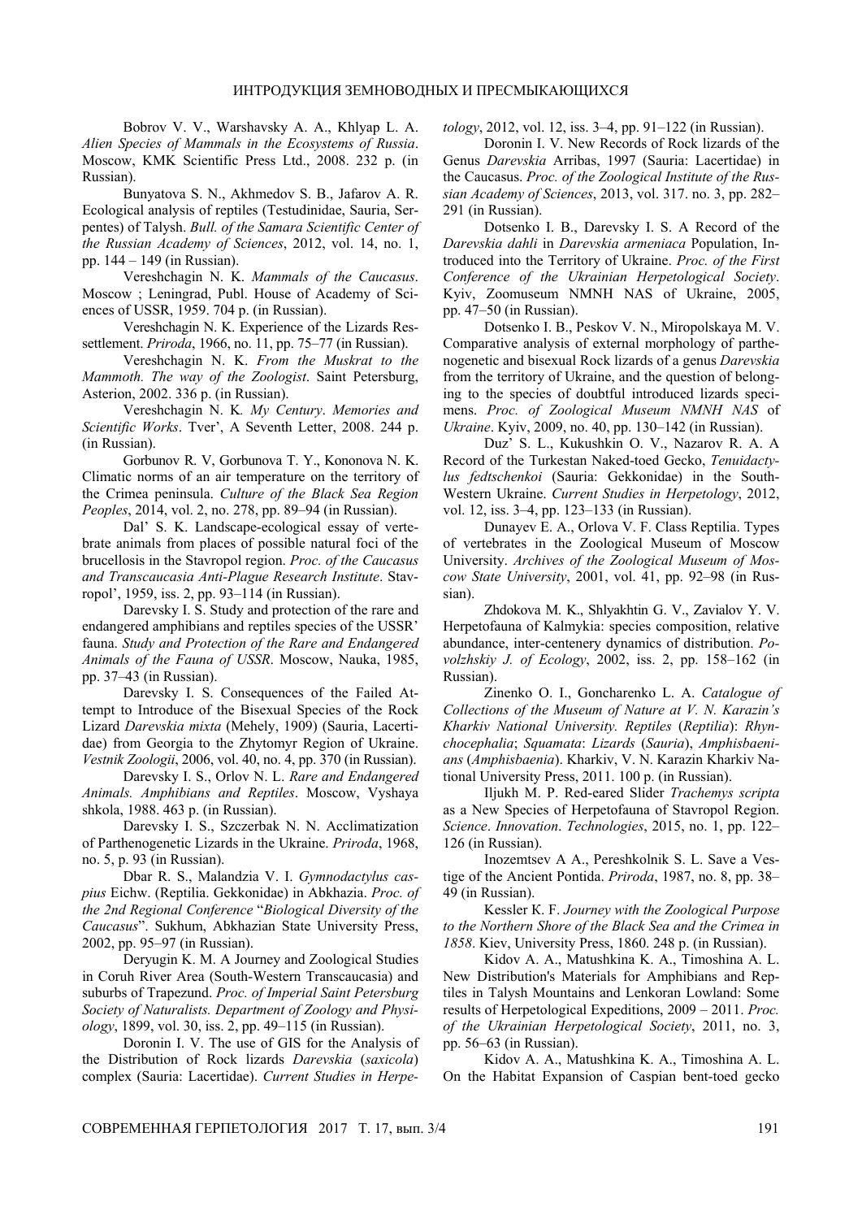Bobrov V. V., Warshavsky A. A., Khlyap L. A. *Alien Species of Mammals in the Ecosystems of Russia*. Moscow, KMK Scientific Press Ltd., 2008. 232 p. (in Russian).

Bunyatova S. N., Akhmedov S. B., Jafarov A. R. Ecological analysis of reptiles (Testudinidae, Sauria, Serpentes) of Talysh. *Bull. of the Samara Scientific Center of the Russian Academy of Sciences*, 2012, vol. 14, no. 1, pp. 144 – 149 (in Russian).

Vereshchagin N. K. *Mammals of the Caucasus*. Moscow ; Leningrad, Publ. House of Academy of Sciences of USSR, 1959. 704 p. (in Russian).

Vereshchagin N. K. Experience of the Lizards Ressettlement. *Priroda*, 1966, no. 11, pp. 75–77 (in Russian).

Vereshchagin N. K. *From the Muskrat to the Mammoth. The way of the Zoologist*. Saint Petersburg, Asterion, 2002. 336 p. (in Russian).

Vereshchagin N. K. *My Century*. *Memories and Scientific Works*. Tver', A Seventh Letter, 2008. 244 p. (in Russian).

Gorbunov R. V, Gorbunova T. Y., Kononova N. K. Climatic norms of an air temperature on the territory of the Crimea peninsula. *Culture of the Black Sea Region Peoples*, 2014, vol. 2, no. 278, pp. 89–94 (in Russian).

Dal' S. K. Landscape-ecological essay of vertebrate animals from places of possible natural foci of the brucellosis in the Stavropol region. *Proc. of the Caucasus and Transcaucasia Anti-Plague Research Institute*. Stavropol', 1959, iss. 2, pp. 93–114 (in Russian).

Darevsky I. S. Study and protection of the rare and endangered amphibians and reptiles species of the USSR' fauna. *Study and Protection of the Rare and Endangered Animals of the Fauna of USSR*. Moscow, Nauka, 1985, pp. 37–43 (in Russian).

Darevsky I. S. Consequences of the Failed Attempt to Introduce of the Bisexual Species of the Rock Lizard *Darevskia mixta* (Mehely, 1909) (Sauria, Lacertidae) from Georgia to the Zhytomyr Region of Ukraine. *Vestnik Zoologii*, 2006, vol. 40, no. 4, pp. 370 (in Russian).

Darevsky I. S., Orlov N. L. *Rare and Endangered Animals. Amphibians and Reptiles*. Moscow, Vyshaya shkola, 1988. 463 p. (in Russian).

Darevsky I. S., Szczerbak N. N. Acclimatization of Parthenogenetic Lizards in the Ukraine. *Priroda*, 1968, no. 5, p. 93 (in Russian).

Dbar R. S., Malandzia V. I. *Gymnodactylus caspius* Eichw. (Reptilia. Gekkonidae) in Abkhazia. *Proc. of the 2nd Regional Conference* "*Biological Diversity of the Caucasus*". Sukhum, Abkhazian State University Press, 2002, pp. 95–97 (in Russian).

Deryugin K. M. A Journey and Zoological Studies in Coruh River Area (South-Western Transcaucasia) and suburbs of Trapezund. *Proc. of Imperial Saint Petersburg Society of Naturalists. Department of Zoology and Physiology*, 1899, vol. 30, iss. 2, pp. 49–115 (in Russian).

Doronin I. V. The use of GIS for the Analysis of the Distribution of Rock lizards *Darevskia* (*saxicola*) complex (Sauria: Lacertidae). *Current Studies in Herpetology*, 2012, vol. 12, iss. 3–4, pp. 91–122 (in Russian).

Doronin I. V. New Records of Rock lizards of the Genus *Darevskia* Arribas, 1997 (Sauria: Lacertidae) in the Caucasus. *Proc. of the Zoological Institute of the Russian Academy of Sciences*, 2013, vol. 317. no. 3, pp. 282–291 (in Russian).

Dotsenko I. B., Darevsky I. S. A Record of the *Darevskia dahli* in *Darevskia armeniaca* Population, Introduced into the Territory of Ukraine. *Proc. of the First Conference of the Ukrainian Herpetological Society*. Kyiv, Zoomuseum NMNH NAS of Ukraine, 2005, pp. 47–50 (in Russian).

Dotsenko I. B., Peskov V. N., Miropolskaya M. V. Comparative analysis of external morphology of parthenogenetic and bisexual Rock lizards of a genus *Darevskia* from the territory of Ukraine, and the question of belonging to the species of doubtful introduced lizards specimens. *Proc. of Zoological Museum NMNH NAS* of *Ukraine*. Kyiv, 2009, no. 40, pp. 130–142 (in Russian).

Duz' S. L., Kukushkin O. V., Nazarov R. A. A Record of the Turkestan Naked-toed Gecko, *Tenuidactylus fedtschenkoi* (Sauria: Gekkonidae) in the South-Western Ukraine. *Current Studies in Herpetology*, 2012, vol. 12, iss. 3–4, pp. 123–133 (in Russian).

Dunayev E. A., Orlova V. F. Class Reptilia. Types of vertebrates in the Zoological Museum of Moscow University. *Archives of the Zoological Museum of Moscow State University*, 2001, vol. 41, pp. 92–98 (in Russian).

Zhdokova M. K., Shlyakhtin G. V., Zavialov Y. V. Herpetofauna of Kalmykia: species composition, relative abundance, inter-centenery dynamics of distribution. *Povolzhskiy J. of Ecology*, 2002, iss. 2, pp. 158–162 (in Russian).

Zinenko O. I., Goncharenko L. A. *Catalogue of Collections of the Museum of Nature at V. N. Karazin's Kharkiv National University. Reptiles* (*Reptilia*): *Rhynchocephalia*; *Squamata*: *Lizards* (*Sauria*), *Amphisbaenians* (*Amphisbaenia*). Kharkiv, V. N. Karazin Kharkiv National University Press, 2011. 100 p. (in Russian).

Iljukh M. P. Red-eared Slider *Trachemys scripta* as a New Species of Herpetofauna of Stavropol Region. *Science*. *Innovation*. *Technologies*, 2015, no. 1, pp. 122–126 (in Russian).

Inozemtsev A A., Pereshkolnik S. L. Save a Vestige of the Ancient Pontida. *Priroda*, 1987, no. 8, pp. 38–49 (in Russian).

Kessler K. F. *Journey with the Zoological Purpose to the Northern Shore of the Black Sea and the Crimea in 1858*. Kiev, University Press, 1860. 248 p. (in Russian).

Kidov A. A., Matushkina K. A., Timoshina A. L. New Distribution's Materials for Amphibians and Reptiles in Talysh Mountains and Lenkoran Lowland: Some results of Herpetological Expeditions, 2009 – 2011. *Proc. of the Ukrainian Herpetological Society*, 2011, no. 3, pp. 56–63 (in Russian).

Kidov A. A., Matushkina K. A., Timoshina A. L. On the Habitat Expansion of Caspian bent-toed gecko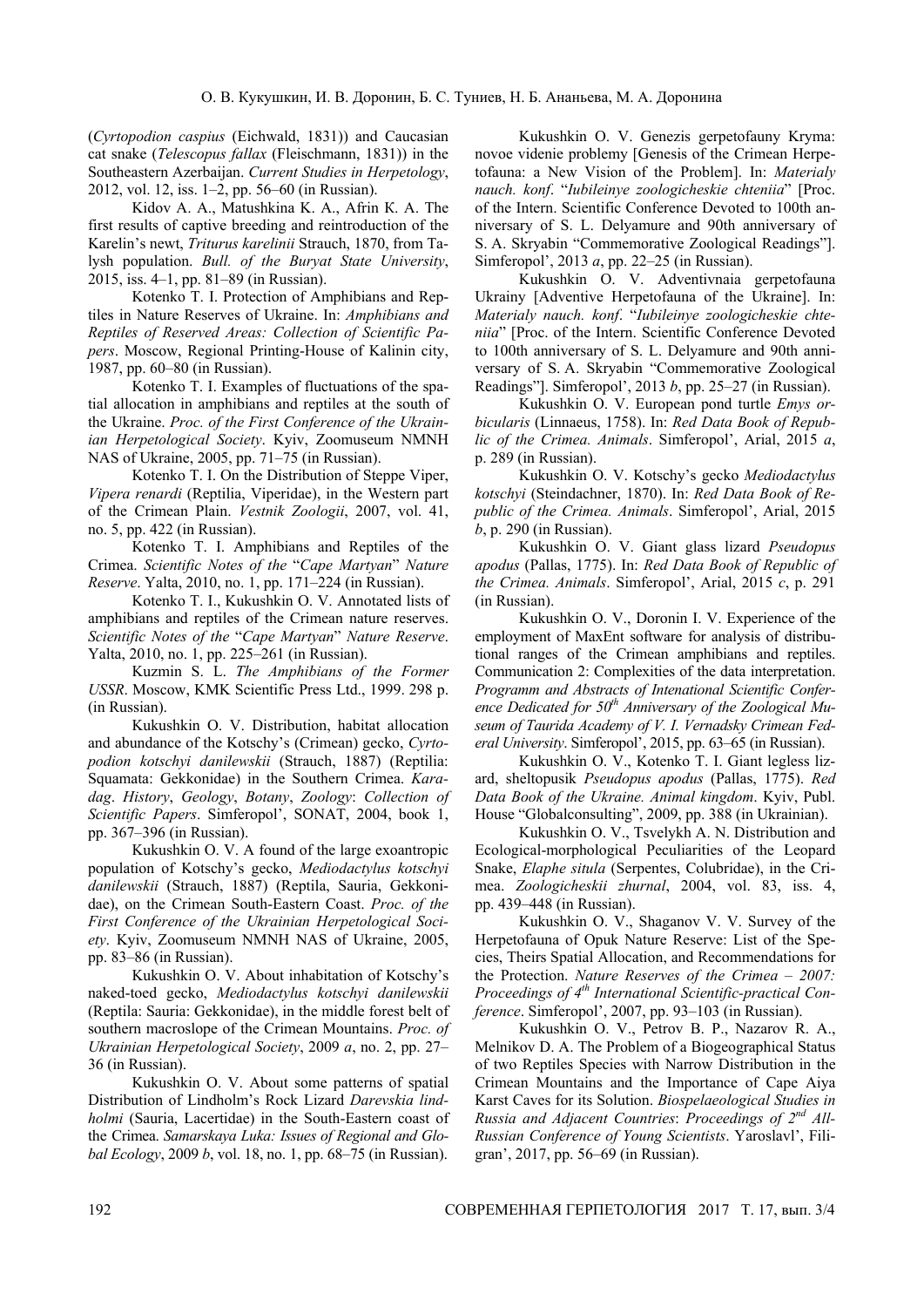(*Cyrtopodion caspius* (Eichwald, 1831)) and Caucasian cat snake (*Telescopus fallax* (Fleischmann, 1831)) in the Southeastern Azerbaijan. *Current Studies in Herpetology*, 2012, vol. 12, iss. 1–2, pp. 56–60 (in Russian).

Kidov A. A., Matushkina K. A., Afrin K. A. The first results of captive breeding and reintroduction of the Karelin's newt, *Triturus karelinii* Strauch, 1870, from Talysh population. *Bull. of the Buryat State University*, 2015, iss. 4–1, pp. 81–89 (in Russian).

Kotenko T. I. Protection of Amphibians and Reptiles in Nature Reserves of Ukraine. In: *Amphibians and Reptiles of Reserved Areas: Collection of Scientific Papers*. Moscow, Regional Printing-House of Kalinin city, 1987, pp. 60–80 (in Russian).

Kotenko T. I. Examples of fluctuations of the spatial allocation in amphibians and reptiles at the south of the Ukraine. *Proc. of the First Conference of the Ukrainian Herpetological Society*. Kyiv, Zoomuseum NMNH NAS of Ukraine, 2005, pp. 71–75 (in Russian).

Kotenko T. I. On the Distribution of Steppe Viper, *Vipera renardi* (Reptilia, Viperidae), in the Western part of the Crimean Plain. *Vestnik Zoologii*, 2007, vol. 41, no. 5, pp. 422 (in Russian).

Kotenko T. I. Amphibians and Reptiles of the Crimea. *Scientific Notes of the* "*Cape Martyan*" *Nature Reserve*. Yalta, 2010, no. 1, pp. 171–224 (in Russian).

Kotenko T. I., Kukushkin O. V. Annotated lists of amphibians and reptiles of the Crimean nature reserves. *Scientific Notes of the* "*Cape Martyan*" *Nature Reserve*. Yalta, 2010, no. 1, pp. 225–261 (in Russian).

Kuzmin S. L. *The Amphibians of the Former USSR*. Moscow, KMK Scientific Press Ltd., 1999. 298 p. (in Russian).

Kukushkin O. V. Distribution, habitat allocation and abundance of the Kotschy's (Crimean) gecko, *Cyrtopodion kotschyi danilewskii* (Strauch, 1887) (Reptilia: Squamata: Gekkonidae) in the Southern Crimea. *Karadag*. *History*, *Geology*, *Botany*, *Zoology*: *Collection of Scientific Papers*. Simferopol', SONAT, 2004, book 1, pp. 367–396 (in Russian).

Kukushkin O. V. A found of the large exoantropic population of Kotschy's gecko, *Mediodactylus kotschyi danilewskii* (Strauch, 1887) (Reptila, Sauria, Gekkonidae), on the Crimean South-Eastern Coast. *Proc. of the First Conference of the Ukrainian Herpetological Society*. Kyiv, Zoomuseum NMNH NAS of Ukraine, 2005, pp. 83–86 (in Russian).

Kukushkin O. V. About inhabitation of Kotschy's naked-toed gecko, *Mediodactylus kotschyi danilewskii* (Reptila: Sauria: Gekkonidae), in the middle forest belt of southern macroslope of the Crimean Mountains. *Proc. of Ukrainian Herpetological Society*, 2009 *a*, no. 2, pp. 27–36 (in Russian).

Kukushkin O. V. About some patterns of spatial Distribution of Lindholm's Rock Lizard *Darevskia lindholmi* (Sauria, Lacertidae) in the South-Eastern coast of the Crimea. *Samarskaya Luka: Issues of Regional and Global Ecology*, 2009 *b*, vol. 18, no. 1, pp. 68–75 (in Russian).

Kukushkin O. V. Genezis gerpetofauny Kryma: novoe videnie problemy [Genesis of the Crimean Herpetofauna: a New Vision of the Problem]. In: *Materialy nauch. konf*. "*Iubileinye zoologicheskie chteniia*" [Proc. of the Intern. Scientific Conference Devoted to 100th anniversary of S. L. Delyamure and 90th anniversary of S. A. Skryabin "Commemorative Zoological Readings"]. Simferopol', 2013 *a*, pp. 22–25 (in Russian).

Kukushkin O. V. Adventivnaia gerpetofauna Ukrainy [Adventive Herpetofauna of the Ukraine]. In: *Materialy nauch. konf*. "*Iubileinye zoologicheskie chteniia*" [Proc. of the Intern. Scientific Conference Devoted to 100th anniversary of S. L. Delyamure and 90th anniversary of S. A. Skryabin "Commemorative Zoological Readings"]. Simferopol', 2013 *b*, pp. 25–27 (in Russian).

Kukushkin O. V. European pond turtle *Emys orbicularis* (Linnaeus, 1758). In: *Red Data Book of Republic of the Crimea. Animals*. Simferopol', Arial, 2015 *a*, p. 289 (in Russian).

Kukushkin O. V. Kotschy's gecko *Mediodactylus kotschyi* (Steindachner, 1870). In: *Red Data Book of Republic of the Crimea. Animals*. Simferopol', Arial, 2015 *b*, p. 290 (in Russian).

Kukushkin O. V. Giant glass lizard *Pseudopus apodus* (Pallas, 1775). In: *Red Data Book of Republic of the Crimea. Animals*. Simferopol', Arial, 2015 *c*, p. 291 (in Russian).

Kukushkin O. V., Doronin I. V. Experience of the employment of MaxEnt software for analysis of distributional ranges of the Crimean amphibians and reptiles. Communication 2: Complexities of the data interpretation. *Programm and Abstracts of Intenational Scientific Conference Dedicated for 50th Anniversary of the Zoological Museum of Taurida Academy of V. I. Vernadsky Crimean Federal University*. Simferopol', 2015, pp. 63–65 (in Russian).

Kukushkin O. V., Kotenko T. I. Giant legless lizard, sheltopusik *Pseudopus apodus* (Pallas, 1775). *Red Data Book of the Ukraine. Animal kingdom*. Kyiv, Publ. House "Globalconsulting", 2009, pp. 388 (in Ukrainian).

Kukushkin O. V., Tsvelykh A. N. Distribution and Ecological-morphological Peculiarities of the Leopard Snake, *Elaphe situla* (Serpentes, Colubridae), in the Crimea. *Zoologicheskii zhurnal*, 2004, vol. 83, iss. 4, pp. 439–448 (in Russian).

Kukushkin O. V., Shaganov V. V. Survey of the Herpetofauna of Opuk Nature Reserve: List of the Species, Theirs Spatial Allocation, and Recommendations for the Protection. *Nature Reserves of the Crimea – 2007: Proceedings of 4th International Scientific-practical Conference*. Simferopol', 2007, pp. 93–103 (in Russian).

Kukushkin O. V., Petrov B. P., Nazarov R. A., Melnikov D. A. The Problem of a Biogeographical Status of two Reptiles Species with Narrow Distribution in the Crimean Mountains and the Importance of Cape Aiya Karst Caves for its Solution. *Biospelaeological Studies in Russia and Adjacent Countries*: *Proceedings of 2nd All-Russian Conference of Young Scientists*. Yaroslavl', Filigran', 2017, pp. 56–69 (in Russian).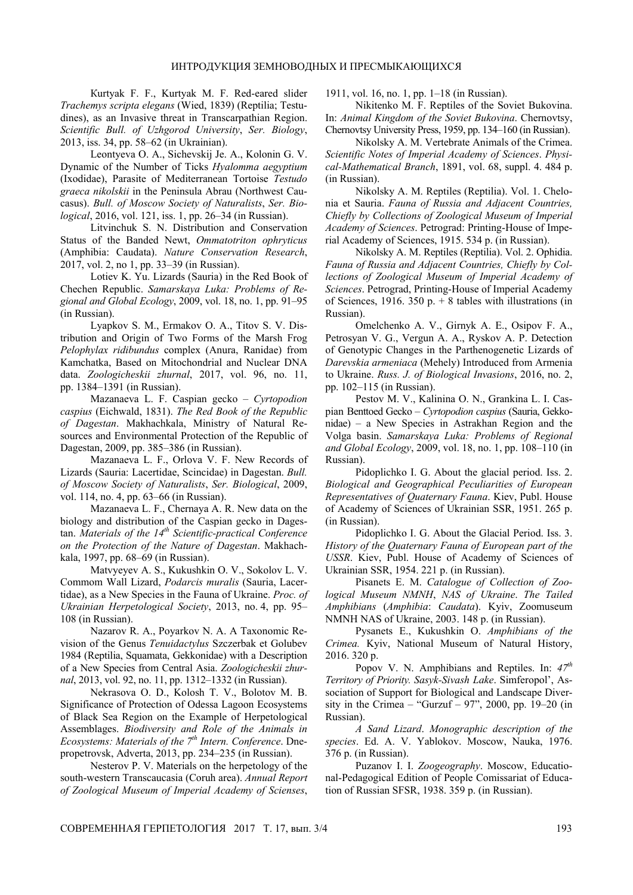Kurtyak F. F., Kurtyak M. F. Red-eared slider *Trachemys scripta elegans* (Wied, 1839) (Reptilia; Testudines), as an Invasive threat in Transcarpathian Region. *Scientific Bull. of Uzhgorod University*, *Ser. Biology*, 2013, iss. 34, pp. 58–62 (in Ukrainian).

Leontyeva O. A., Sichevskij Je. A., Kolonin G. V. Dynamic of the Number of Ticks *Hyalomma aegyptium* (Ixodidae), Parasite of Mediterranean Tortoise *Testudo graeca nikolskii* in the Peninsula Abrau (Northwest Caucasus). *Bull. of Moscow Society of Naturalists*, *Ser. Biological*, 2016, vol. 121, iss. 1, pp. 26–34 (in Russian).

Litvinchuk S. N. Distribution and Conservation Status of the Banded Newt, *Ommatotriton ophryticus* (Amphibia: Caudata). *Nature Conservation Research*, 2017, vol. 2, no 1, pp. 33–39 (in Russian).

Lotiev K. Yu. Lizards (Sauria) in the Red Book of Chechen Republic. *Samarskaya Luka: Problems of Regional and Global Ecology*, 2009, vol. 18, no. 1, pp. 91–95 (in Russian).

Lyapkov S. M., Ermakov O. A., Titov S. V. Distribution and Origin of Two Forms of the Marsh Frog *Pelophylax ridibundus* complex (Anura, Ranidae) from Kamchatka, Based on Mitochondrial and Nuclear DNA data. *Zoologicheskii zhurnal*, 2017, vol. 96, no. 11, pp. 1384–1391 (in Russian).

Mazanaeva L. F. Caspian gecko – *Cyrtopodion caspius* (Eichwald, 1831). *The Red Book of the Republic of Dagestan*. Makhachkala, Ministry of Natural Resources and Environmental Protection of the Republic of Dagestan, 2009, pp. 385–386 (in Russian).

Mazanaeva L. F., Orlova V. F. New Records of Lizards (Sauria: Lacertidae, Scincidae) in Dagestan. *Bull. of Moscow Society of Naturalists*, *Ser. Biological*, 2009, vol. 114, no. 4, pp. 63–66 (in Russian).

Mazanaeva L. F., Chernaya A. R. New data on the biology and distribution of the Caspian gecko in Dagestan. *Materials of the 14th Scientific-practical Conference on the Protection of the Nature of Dagestan*. Makhachkala, 1997, pp. 68–69 (in Russian).

Matvyeyev A. S., Kukushkin O. V., Sokolov L. V. Commom Wall Lizard, *Podarcis muralis* (Sauria, Lacertidae), as a New Species in the Fauna of Ukraine. *Proc. of Ukrainian Herpetological Society*, 2013, no. 4, pp. 95–108 (in Russian).

Nazarov R. A., Poyarkov N. A. A Taxonomic Revision of the Genus *Tenuidactylus* Szczerbak et Golubev 1984 (Reptilia, Squamata, Gekkonidae) with a Description of a New Species from Central Asia. *Zoologicheskii zhurnal*, 2013, vol. 92, no. 11, pp. 1312–1332 (in Russian).

Nekrasova O. D., Kolosh T. V., Bolotov M. B. Significance of Protection of Odessa Lagoon Ecosystems of Black Sea Region on the Example of Herpetological Assemblages. *Biodiversity and Role of the Animals in Ecosystems: Materials of the 7th Intern. Conference*. Dnepropetrovsk, Adverta, 2013, pp. 234–235 (in Russian).

Nesterov P. V. Materials on the herpetology of the south-western Transcaucasia (Coruh area). *Annual Report of Zoological Museum of Imperial Academy of Scienses*, 1911, vol. 16, no. 1, pp. 1–18 (in Russian).

Nikitenko M. F. Reptiles of the Soviet Bukovina. In: *Animal Kingdom of the Soviet Bukovina*. Chernovtsy, Chernovtsy University Press, 1959, pp. 134–160 (in Russian).

Nikolsky A. M. Vertebrate Animals of the Crimea. *Scientific Notes of Imperial Academy of Sciences*. *Physical-Mathematical Branch*, 1891, vol. 68, suppl. 4. 484 p. (in Russian).

Nikolsky A. M. Reptiles (Reptilia). Vol. 1. Chelonia et Sauria. *Fauna of Russia and Adjacent Countries, Chiefly by Collections of Zoological Museum of Imperial Academy of Sciences*. Petrograd: Printing-House of Imperial Academy of Sciences, 1915. 534 p. (in Russian).

Nikolsky A. M. Reptiles (Reptilia). Vol. 2. Ophidia. *Fauna of Russia and Adjacent Countries, Chiefly by Collections of Zoological Museum of Imperial Academy of Sciences*. Petrograd, Printing-House of Imperial Academy of Sciences, 1916. 350 p. + 8 tables with illustrations (in Russian).

Omelchenko A. V., Girnyk A. E., Osipov F. A., Petrosyan V. G., Vergun A. A., Ryskov A. P. Detection of Genotypic Changes in the Parthenogenetic Lizards of *Darevskia armeniaca* (Mehely) Introduced from Armenia to Ukraine. *Russ. J. of Biological Invasions*, 2016, no. 2, pp. 102–115 (in Russian).

Pestov M. V., Kalinina O. N., Grankina L. I. Caspian Benttoed Gecko – *Cyrtopodion caspius* (Sauria, Gekkonidae) – a New Species in Astrakhan Region and the Volga basin. *Samarskaya Luka: Problems of Regional and Global Ecology*, 2009, vol. 18, no. 1, pp. 108–110 (in Russian).

Pidoplichko I. G. About the glacial period. Iss. 2. *Biological and Geographical Peculiarities of European Representatives of Quaternary Fauna*. Kiev, Publ. House of Academy of Sciences of Ukrainian SSR, 1951. 265 p. (in Russian).

Pidoplichko I. G. About the Glacial Period. Iss. 3. *History of the Quaternary Fauna of European part of the USSR*. Kiev, Publ. House of Academy of Sciences of Ukrainian SSR, 1954. 221 p. (in Russian).

Pisanets E. M. *Catalogue of Collection of Zoological Museum NMNH*, *NAS of Ukraine*. *The Tailed Amphibians* (*Amphibia*: *Caudata*). Kyiv, Zoomuseum NMNH NAS of Ukraine, 2003. 148 p. (in Russian).

Pysanets E., Kukushkin O. *Amphibians of the Crimea.* Kyiv, National Museum of Natural History, 2016. 320 p.

Popov V. N. Amphibians and Reptiles. In: *47th Territory of Priority. Sasyk-Sivash Lake*. Simferopol', Association of Support for Biological and Landscape Diversity in the Crimea – "Gurzuf – 97", 2000, pp. 19–20 (in Russian).

*A Sand Lizard*. *Monographic description of the species*. Ed. A. V. Yablokov. Moscow, Nauka, 1976. 376 p. (in Russian).

Puzanov I. I. *Zoogeography*. Moscow, Educational-Pedagogical Edition of People Comissariat of Education of Russian SFSR, 1938. 359 p. (in Russian).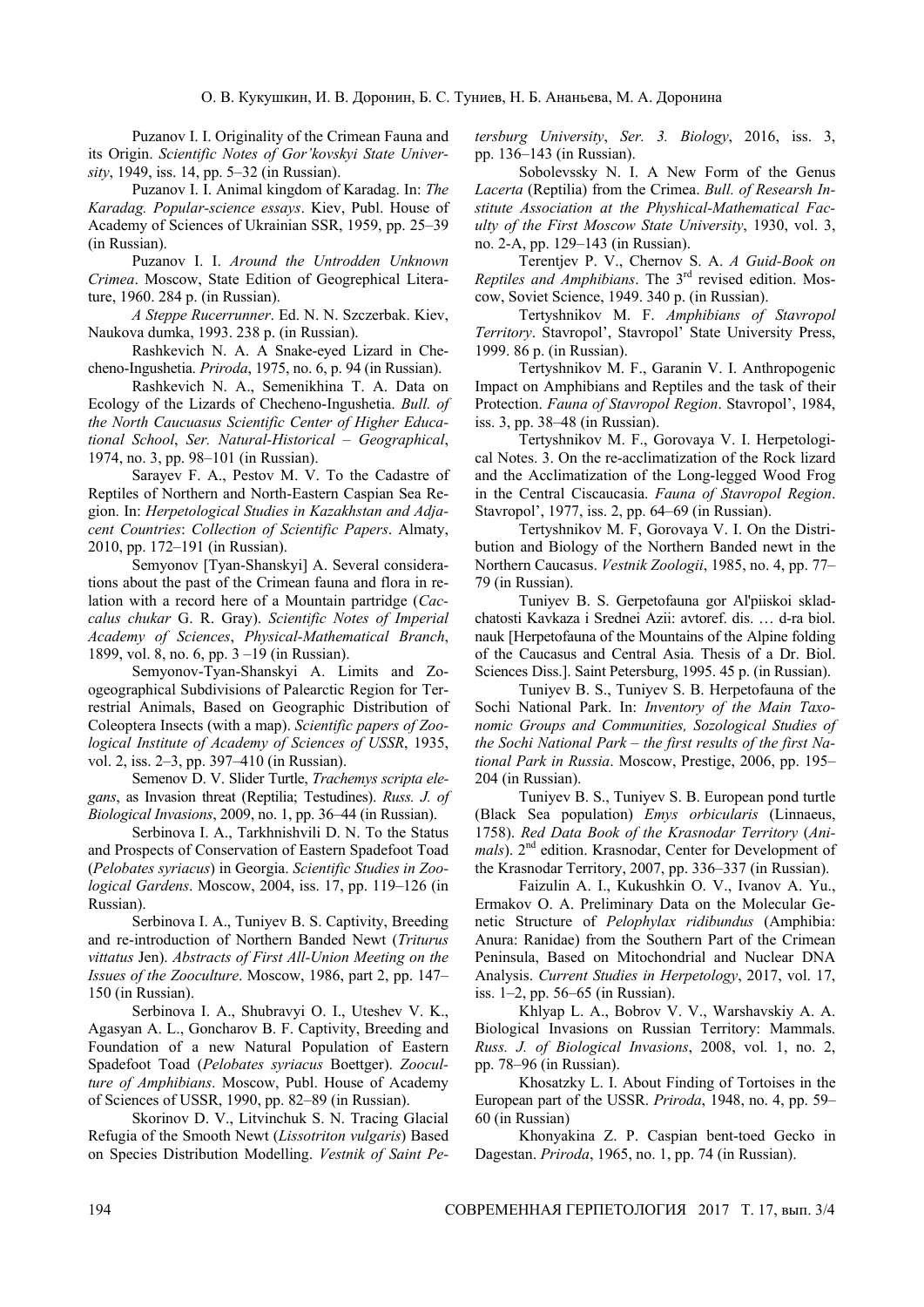Puzanov I. I. Originality of the Crimean Fauna and its Origin. *Scientific Notes of Gor'kovskyi State University*, 1949, iss. 14, pp. 5–32 (in Russian).

Puzanov I. I. Animal kingdom of Karadag. In: *The Karadag. Popular-science essays*. Kiev, Publ. House of Academy of Sciences of Ukrainian SSR, 1959, pp. 25–39 (in Russian).

Puzanov I. I. *Around the Untrodden Unknown Crimea*. Moscow, State Edition of Geogrephical Literature, 1960. 284 p. (in Russian).

*A Steppe Rucerrunner*. Ed. N. N. Szczerbak. Kiev, Naukova dumka, 1993. 238 p. (in Russian).

Rashkevich N. A. A Snake-eyed Lizard in Checheno-Ingushetia. *Priroda*, 1975, no. 6, p. 94 (in Russian).

Rashkevich N. A., Semenikhina T. A. Data on Ecology of the Lizards of Checheno-Ingushetia. *Bull. of the North Caucasus Scientific Center of Higher Educational School*, *Ser. Natural-Historical – Geographical*, 1974, no. 3, pp. 98–101 (in Russian).

Sarayev F. A., Pestov M. V. To the Cadastre of Reptiles of Northern and North-Eastern Caspian Sea Region. In: *Herpetological Studies in Kazakhstan and Adjacent Countries*: *Collection of Scientific Papers*. Almaty, 2010, pp. 172–191 (in Russian).

Semyonov [Tyan-Shanskyi] A. Several considerations about the past of the Crimean fauna and flora in relation with a record here of a Mountain partridge (*Caccalus chukar* G. R. Gray). *Scientific Notes of Imperial Academy of Sciences*, *Physical-Mathematical Branch*, 1899, vol. 8, no. 6, pp. 3 –19 (in Russian).

Semyonov-Tyan-Shanskyi A. Limits and Zoogeographical Subdivisions of Palearctic Region for Terrestrial Animals, Based on Geographic Distribution of Coleoptera Insects (with a map). *Scientific papers of Zoological Institute of Academy of Sciences of USSR*, 1935, vol. 2, iss. 2–3, pp. 397–410 (in Russian).

Semenov D. V. Slider Turtle, *Trachemys scripta elegans*, as Invasion threat (Reptilia; Testudines). *Russ. J. of Biological Invasions*, 2009, no. 1, pp. 36–44 (in Russian).

Serbinova I. A., Tarkhnishvili D. N. To the Status and Prospects of Conservation of Eastern Spadefoot Toad (*Pelobates syriacus*) in Georgia. *Scientific Studies in Zoological Gardens*. Moscow, 2004, iss. 17, pp. 119–126 (in Russian).

Serbinova I. A., Tuniyev B. S. Captivity, Breeding and re-introduction of Northern Banded Newt (*Triturus vittatus* Jen). *Abstracts of First All-Union Meeting on the Issues of the Zooculture*. Moscow, 1986, part 2, pp. 147–150 (in Russian).

Serbinova I. A., Shubravyi O. I., Uteshev V. K., Agasyan A. L., Goncharov B. F. Captivity, Breeding and Foundation of a new Natural Population of Eastern Spadefoot Toad (*Pelobates syriacus* Boettger). *Zooculture of Amphibians*. Moscow, Publ. House of Academy of Sciences of USSR, 1990, pp. 82–89 (in Russian).

Skorinov D. V., Litvinchuk S. N. Tracing Glacial Refugia of the Smooth Newt (*Lissotriton vulgaris*) Based on Species Distribution Modelling. *Vestnik of Saint Petersburg University*, *Ser. 3. Biology*, 2016, iss. 3, pp. 136–143 (in Russian).

Sobolevssky N. I. A New Form of the Genus *Lacerta* (Reptilia) from the Crimea. *Bull. of Researsh Institute Association at the Physhical-Mathematical Faculty of the First Moscow State University*, 1930, vol. 3, no. 2-A, pp. 129–143 (in Russian).

Terentjev P. V., Chernov S. A. *A Guid-Book on Reptiles and Amphibians*. The 3rd revised edition. Moscow, Soviet Science, 1949. 340 p. (in Russian).

Tertyshnikov M. F. *Amphibians of Stavropol Territory*. Stavropol', Stavropol' State University Press, 1999. 86 p. (in Russian).

Tertyshnikov M. F., Garanin V. I. Anthropogenic Impact on Amphibians and Reptiles and the task of their Protection. *Fauna of Stavropol Region*. Stavropol', 1984, iss. 3, pp. 38–48 (in Russian).

Tertyshnikov M. F., Gorovaya V. I. Herpetological Notes. 3. On the re-acclimatization of the Rock lizard and the Acclimatization of the Long-legged Wood Frog in the Central Ciscaucasia. *Fauna of Stavropol Region*. Stavropol', 1977, iss. 2, pp. 64–69 (in Russian).

Tertyshnikov M. F, Gorovaya V. I. On the Distribution and Biology of the Northern Banded newt in the Northern Caucasus. *Vestnik Zoologii*, 1985, no. 4, pp. 77–79 (in Russian).

Tuniyev B. S. Gerpetofauna gor Al'piiskoi skladchatosti Kavkaza i Srednei Azii: avtoref. dis. … d-ra biol. nauk [Herpetofauna of the Mountains of the Alpine folding of the Caucasus and Central Asia. Thesis of a Dr. Biol. Sciences Diss.]. Saint Petersburg, 1995. 45 p. (in Russian).

Tuniyev B. S., Tuniyev S. B. Herpetofauna of the Sochi National Park. In: *Inventory of the Main Taxonomic Groups and Communities, Sozological Studies of the Sochi National Park – the first results of the first National Park in Russia*. Moscow, Prestige, 2006, pp. 195–204 (in Russian).

Tuniyev B. S., Tuniyev S. B. European pond turtle (Black Sea population) *Emys orbicularis* (Linnaeus, 1758). *Red Data Book of the Krasnodar Territory* (*Animals*). 2nd edition. Krasnodar, Center for Development of the Krasnodar Territory, 2007, pp. 336–337 (in Russian).

Faizulin A. I., Kukushkin O. V., Ivanov A. Yu., Ermakov O. A. Preliminary Data on the Molecular Genetic Structure of *Pelophylax ridibundus* (Amphibia: Anura: Ranidae) from the Southern Part of the Crimean Peninsula, Based on Mitochondrial and Nuclear DNA Analysis. *Current Studies in Herpetology*, 2017, vol. 17, iss. 1–2, pp. 56–65 (in Russian).

Khlyap L. A., Bobrov V. V., Warshavskiy A. A. Biological Invasions on Russian Territory: Mammals. *Russ. J. of Biological Invasions*, 2008, vol. 1, no. 2, pp. 78–96 (in Russian).

Khosatzky L. I. About Finding of Tortoises in the European part of the USSR. *Priroda*, 1948, no. 4, pp. 59–60 (in Russian)

Khonyakina Z. P. Caspian bent-toed Gecko in Dagestan. *Priroda*, 1965, no. 1, pp. 74 (in Russian).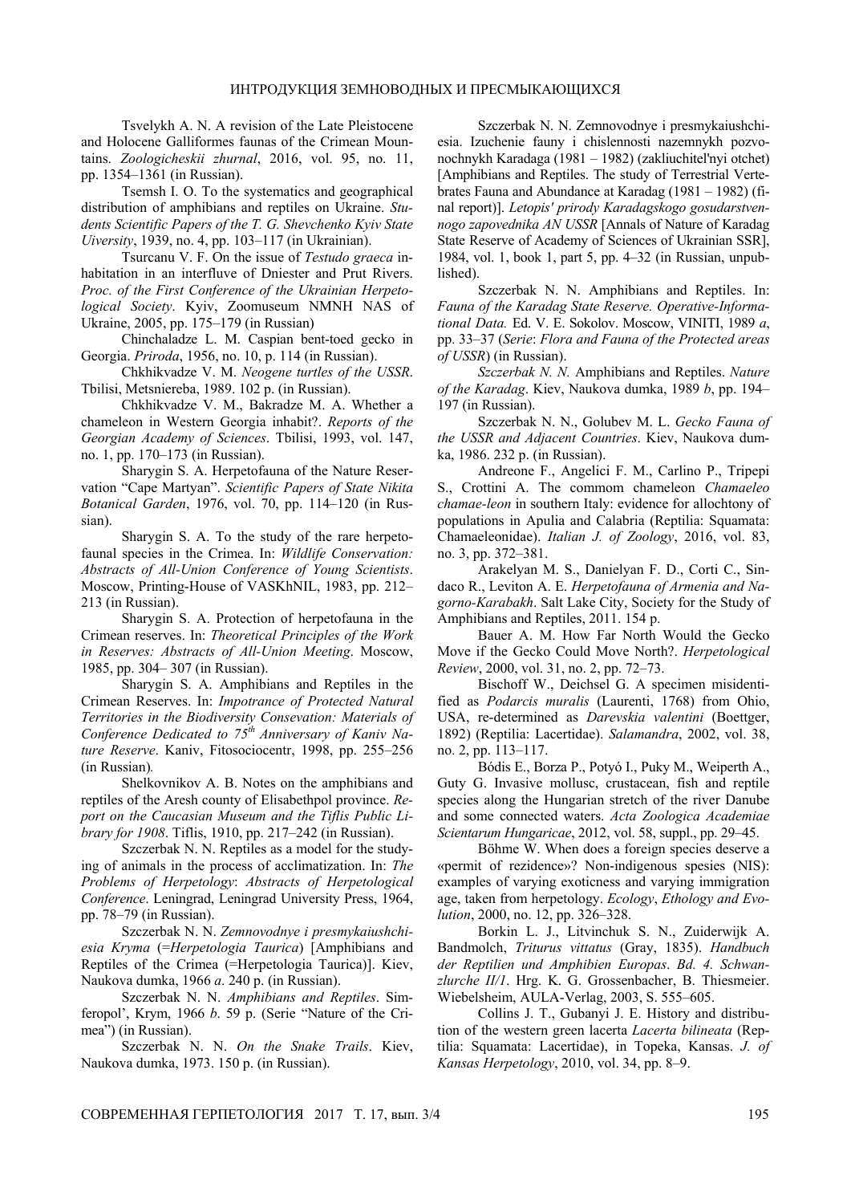Tsvelykh A. N. A revision of the Late Pleistocene and Holocene Galliformes faunas of the Crimean Mountains. *Zoologicheskii zhurnal*, 2016, vol. 95, no. 11, pp. 1354–1361 (in Russian).

Tsemsh I. O. To the systematics and geographical distribution of amphibians and reptiles on Ukraine. *Students Scientific Papers of the T. G. Shevchenko Kyiv State Uiversity*, 1939, no. 4, pp. 103–117 (in Ukrainian).

Tsurcanu V. F. On the issue of *Testudo graeca* inhabitation in an interfluve of Dniester and Prut Rivers. *Proc. of the First Conference of the Ukrainian Herpetological Society*. Kyiv, Zoomuseum NMNH NAS of Ukraine, 2005, pp. 175–179 (in Russian)

Chinchaladze L. M. Caspian bent-toed gecko in Georgia. *Priroda*, 1956, no. 10, p. 114 (in Russian).

Chkhikvadze V. M. *Neogene turtles of the USSR*. Tbilisi, Metsniereba, 1989. 102 p. (in Russian).

Chkhikvadze V. M., Bakradze M. A. Whether a chameleon in Western Georgia inhabit?. *Reports of the Georgian Academy of Sciences*. Tbilisi, 1993, vol. 147, no. 1, pp. 170–173 (in Russian).

Sharygin S. A. Herpetofauna of the Nature Reservation "Cape Martyan". *Scientific Papers of State Nikita Botanical Garden*, 1976, vol. 70, pp. 114–120 (in Russian).

Sharygin S. A. To the study of the rare herpetofaunal species in the Crimea. In: *Wildlife Conservation: Abstracts of All-Union Conference of Young Scientists*. Moscow, Printing-House of VASKhNIL, 1983, pp. 212–213 (in Russian).

Sharygin S. A. Protection of herpetofauna in the Crimean reserves. In: *Theoretical Principles of the Work in Reserves: Abstracts of All-Union Meeting*. Moscow, 1985, pp. 304– 307 (in Russian).

Sharygin S. A. Amphibians and Reptiles in the Crimean Reserves. In: *Impotrance of Protected Natural Territories in the Biodiversity Consevation: Materials of Conference Dedicated to 75th Anniversary of Kaniv Nature Reserve*. Kaniv, Fitosociocentr, 1998, pp. 255–256 (in Russian).

Shelkovnikov A. B. Notes on the amphibians and reptiles of the Aresh county of Elisabethpol province. *Report on the Caucasian Museum and the Tiflis Public Library for 1908*. Tiflis, 1910, pp. 217–242 (in Russian).

Szczerbak N. N. Reptiles as a model for the studying of animals in the process of acclimatization. In: *The Problems of Herpetology*: *Abstracts of Herpetological Conference*. Leningrad, Leningrad University Press, 1964, pp. 78–79 (in Russian).

Szczerbak N. N. *Zemnovodnye i presmykaiushchiesia Kryma* (=*Herpetologia Taurica*) [Amphibians and Reptiles of the Crimea (=Herpetologia Taurica)]. Kiev, Naukova dumka, 1966 *a*. 240 p. (in Russian).

Szczerbak N. N. *Amphibians and Reptiles*. Simferopol', Krym, 1966 *b*. 59 p. (Serie "Nature of the Crimea") (in Russian).

Szczerbak N. N. *On the Snake Trails*. Kiev, Naukova dumka, 1973. 150 p. (in Russian).

Szczerbak N. N. Zemnovodnye i presmykaiushchiesia. Izuchenie fauny i chislennosti nazemnykh pozvonochnykh Karadaga (1981 – 1982) (zakliuchitel'nyi otchet) [Amphibians and Reptiles. The study of Terrestrial Vertebrates Fauna and Abundance at Karadag (1981 – 1982) (final report)]. *Letopis' prirody Karadagskogo gosudarstvennogo zapovednika AN USSR* [Annals of Nature of Karadag State Reserve of Academy of Sciences of Ukrainian SSR], 1984, vol. 1, book 1, part 5, pp. 4–32 (in Russian, unpublished).

Szczerbak N. N. Amphibians and Reptiles. In: *Fauna of the Karadag State Reserve. Operative-Informational Data.* Ed. V. E. Sokolov. Moscow, VINITI, 1989 *a*, pp. 33–37 (*Serie*: *Flora and Fauna of the Protected areas of USSR*) (in Russian).

*Szczerbak N. N.* Amphibians and Reptiles. *Nature of the Karadag*. Kiev, Naukova dumka, 1989 *b*, pp. 194–197 (in Russian).

Szczerbak N. N., Golubev M. L. *Gecko Fauna of the USSR and Adjacent Countries*. Kiev, Naukova dumka, 1986. 232 p. (in Russian).

Andreone F., Angelici F. M., Carlino P., Tripepi S., Crottini A. The commom chameleon *Chamaeleo chamae-leon* in southern Italy: evidence for allochtony of populations in Apulia and Calabria (Reptilia: Squamata: Chamaeleonidae). *Italian J. of Zoology*, 2016, vol. 83, no. 3, pp. 372–381.

Arakelyan M. S., Danielyan F. D., Corti C., Sindaco R., Leviton A. E. *Herpetofauna of Armenia and Nagorno-Karabakh*. Salt Lake City, Society for the Study of Amphibians and Reptiles, 2011. 154 p.

Bauer A. M. How Far North Would the Gecko Move if the Gecko Could Move North?. *Herpetological Review*, 2000, vol. 31, no. 2, pp. 72–73.

Bischoff W., Deichsel G. A specimen misidentified as *Podarcis muralis* (Laurenti, 1768) from Ohio, USA, re-determined as *Darevskia valentini* (Boettger, 1892) (Reptilia: Lacertidae). *Salamandra*, 2002, vol. 38, no. 2, pp. 113–117.

Bódis E., Borza P., Potyó I., Puky M., Weiperth A., Guty G. Invasive mollusc, crustacean, fish and reptile species along the Hungarian stretch of the river Danube and some connected waters. *Acta Zoologica Academiae Scientarum Hungaricae*, 2012, vol. 58, suppl., pp. 29–45.

Böhme W. When does a foreign species deserve a «permit of rezidence»? Non-indigenous spesies (NIS): examples of varying exoticness and varying immigration age, taken from herpetology. *Ecology*, *Ethology and Evolution*, 2000, no. 12, pp. 326–328.

Borkin L. J., Litvinchuk S. N., Zuiderwijk A. Bandmolch, *Triturus vittatus* (Gray, 1835). *Handbuch der Reptilien und Amphibien Europas*. *Bd. 4. Schwanzlurche II/1*. Hrg. K. G. Grossenbacher, B. Thiesmeier. Wiebelsheim, AULA-Verlag, 2003, S. 555–605.

Collins J. T., Gubanyi J. E. History and distribution of the western green lacerta *Lacerta bilineata* (Reptilia: Squamata: Lacertidae), in Topeka, Kansas. *J. of Kansas Herpetology*, 2010, vol. 34, pp. 8–9.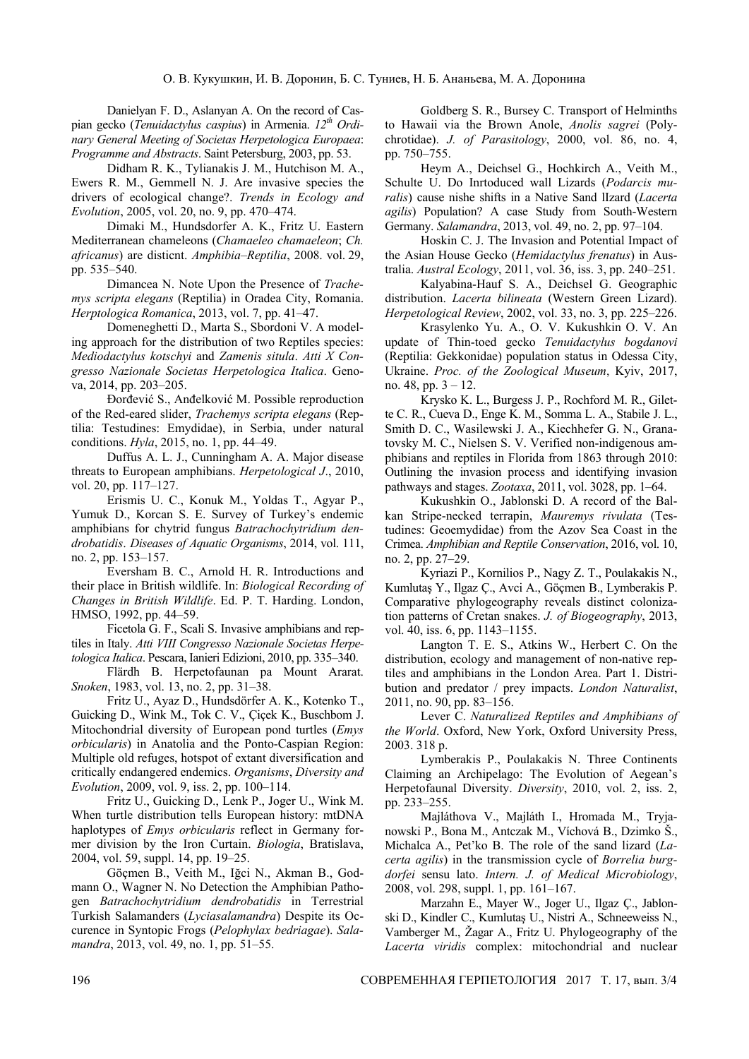Danielyan F. D., Aslanyan A. On the record of Caspian gecko (*Tenuidactylus caspius*) in Armenia. *12th Ordinary General Meeting of Societas Herpetologica Europaea: Programme and Abstracts*. Saint Petersburg, 2003, pp. 53.

Didham R. K., Tylianakis J. M., Hutchison M. A., Ewers R. M., Gemmell N. J. Are invasive species the drivers of ecological change?. *Trends in Ecology and Evolution*, 2005, vol. 20, no. 9, pp. 470–474.

Dimaki M., Hundsdorfer A. K., Fritz U. Eastern Mediterranean chameleons (*Chamaeleo chamaeleon*; *Ch. africanus*) are disticnt. *Amphibia–Reptilia*, 2008. vol. 29, pp. 535–540.

Dimancea N. Note Upon the Presence of *Trachemys scripta elegans* (Reptilia) in Oradea City, Romania. *Herptologica Romanica*, 2013, vol. 7, pp. 41–47.

Domeneghetti D., Marta S., Sbordoni V. A modeling approach for the distribution of two Reptiles species: *Mediodactylus kotschyi* and *Zamenis situla*. *Atti X Congresso Nazionale Societas Herpetologica Italica*. Genova, 2014, pp. 203–205.

Đorđević S., Anđelković M. Possible reproduction of the Red-eared slider, *Trachemys scripta elegans* (Reptilia: Testudines: Emydidae), in Serbia, under natural conditions. *Hyla*, 2015, no. 1, pp. 44–49.

Duffus A. L. J., Cunningham A. A. Major disease threats to European amphibians. *Herpetological J*., 2010, vol. 20, pp. 117–127.

Erismis U. C., Konuk M., Yoldas T., Agyar P., Yumuk D., Korcan S. E. Survey of Turkey's endemic amphibians for chytrid fungus *Batrachochytridium dendrobatidis*. *Diseases of Aquatic Organisms*, 2014, vol. 111, no. 2, pp. 153–157.

Eversham B. C., Arnold H. R. Introductions and their place in British wildlife. In: *Biological Recording of Changes in British Wildlife*. Ed. P. T. Harding. London, HMSO, 1992, pp. 44–59.

Ficetola G. F., Scali S. Invasive amphibians and reptiles in Italy. *Atti VIII Congresso Nazionale Societas Herpetologica Italica*. Pescara, Ianieri Edizioni, 2010, pp. 335–340.

Flärdh B. Herpetofaunan pa Mount Ararat. *Snoken*, 1983, vol. 13, no. 2, pp. 31–38.

Fritz U., Ayaz D., Hundsdörfer A. K., Kotenko T., Guicking D., Wink M., Tok C. V., Çiçek K., Buschbom J. Mitochondrial diversity of European pond turtles (*Emys orbicularis*) in Anatolia and the Ponto-Caspian Region: Multiple old refuges, hotspot of extant diversification and critically endangered endemics. *Organisms*, *Diversity and Evolution*, 2009, vol. 9, iss. 2, pp. 100–114.

Fritz U., Guicking D., Lenk P., Joger U., Wink M. When turtle distribution tells European history: mtDNA haplotypes of *Emys orbicularis* reflect in Germany former division by the Iron Curtain. *Biologia*, Bratislava, 2004, vol. 59, suppl. 14, pp. 19–25.

Göçmen B., Veith M., Iğci N., Akman B., Godmann O., Wagner N. No Detection the Amphibian Pathogen *Batrachochytridium dendrobatidis* in Terrestrial Turkish Salamanders (*Lyciasalamandra*) Despite its Occurence in Syntopic Frogs (*Pelophylax bedriagae*). *Salamandra*, 2013, vol. 49, no. 1, pp. 51–55.

Goldberg S. R., Bursey C. Transport of Helminths to Hawaii via the Brown Anole, *Anolis sagrei* (Polychrotidae). *J. of Parasitology*, 2000, vol. 86, no. 4, pp. 750–755.

Heym A., Deichsel G., Hochkirch A., Veith M., Schulte U. Do Inrtoduced wall Lizards (*Podarcis muralis*) cause nishe shifts in a Native Sand lIzard (*Lacerta agilis*) Population? A case Study from South-Western Germany. *Salamandra*, 2013, vol. 49, no. 2, pp. 97–104.

Hoskin C. J. The Invasion and Potential Impact of the Asian House Gecko (*Hemidactylus frenatus*) in Australia. *Austral Ecology*, 2011, vol. 36, iss. 3, pp. 240–251.

Kalyabina-Hauf S. A., Deichsel G. Geographic distribution. *Lacerta bilineata* (Western Green Lizard). *Herpetological Review*, 2002, vol. 33, no. 3, pp. 225–226.

Krasylenko Yu. A., O. V. Kukushkin O. V. An update of Thin-toed gecko *Tenuidactylus bogdanovi* (Reptilia: Gekkonidae) population status in Odessa City, Ukraine. *Proc. of the Zoological Museum*, Kyiv, 2017, no. 48, pp. 3 – 12.

Krysko K. L., Burgess J. P., Rochford M. R., Gilette C. R., Cueva D., Enge K. M., Somma L. A., Stabile J. L., Smith D. C., Wasilewski J. A., Kiechhefer G. N., Granatovsky M. C., Nielsen S. V. Verified non-indigenous amphibians and reptiles in Florida from 1863 through 2010: Outlining the invasion process and identifying invasion pathways and stages. *Zootaxa*, 2011, vol. 3028, pp. 1–64.

Kukushkin O., Jablonski D. A record of the Balkan Stripe-necked terrapin, *Mauremys rivulata* (Testudines: Geoemydidae) from the Azov Sea Coast in the Crimea. *Amphibian and Reptile Conservation*, 2016, vol. 10, no. 2, pp. 27–29.

Kyriazi P., Kornilios P., Nagy Z. T., Poulakakis N., Kumlutaş Y., Ilgaz Ç., Avci A., Göçmen B., Lymberakis P. Comparative phylogeography reveals distinct colonization patterns of Cretan snakes. *J. of Biogeography*, 2013, vol. 40, iss. 6, pp. 1143–1155.

Langton T. E. S., Atkins W., Herbert C. On the distribution, ecology and management of non-native reptiles and amphibians in the London Area. Part 1. Distribution and predator / prey impacts. *London Naturalist*, 2011, no. 90, pp. 83–156.

Lever C. *Naturalized Reptiles and Amphibians of the World*. Oxford, New York, Oxford University Press, 2003. 318 p.

Lymberakis P., Poulakakis N. Three Continents Claiming an Archipelago: The Evolution of Aegean's Herpetofaunal Diversity. *Diversity*, 2010, vol. 2, iss. 2, pp. 233–255.

Majláthova V., Majláth I., Hromada M., Tryjanowski P., Bona M., Antczak M., Víchová B., Dzimko Š., Michalca A., Pet'ko B. The role of the sand lizard (*Lacerta agilis*) in the transmission cycle of *Borrelia burgdorfei* sensu lato. *Intern. J. of Medical Microbiology*, 2008, vol. 298, suppl. 1, pp. 161–167.

Marzahn E., Mayer W., Joger U., Ilgaz Ç., Jablonski D., Kindler C., Kumlutaş U., Nistri A., Schneeweiss N., Vamberger M., Žagar A., Fritz U. Phylogeography of the *Lacerta viridis* complex: mitochondrial and nuclear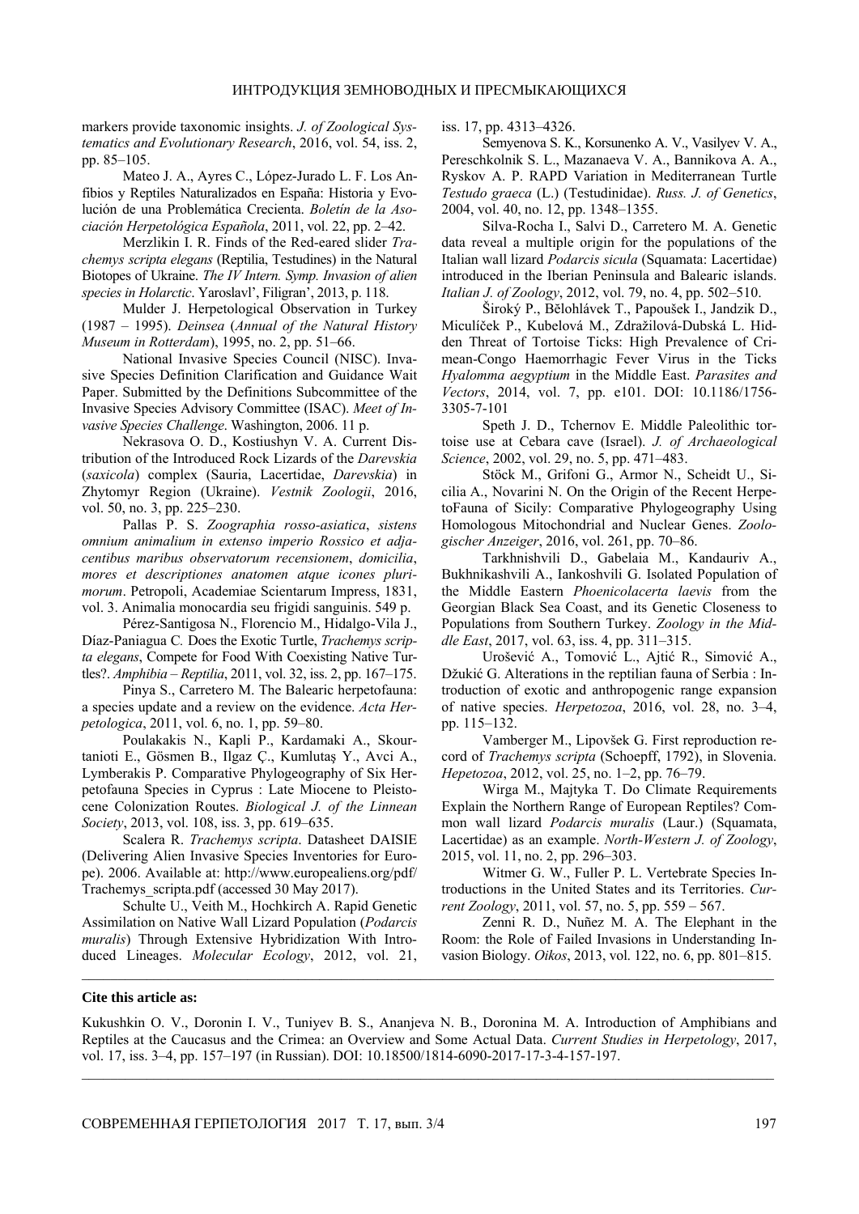markers provide taxonomic insights. *J. of Zoological Systematics and Evolutionary Research*, 2016, vol. 54, iss. 2, pp. 85–105.

Mateo J. A., Ayres C., López-Jurado L. F. Los Anfibios y Reptiles Naturalizados en España: Historia y Evolución de una Problemática Crecienta. *Boletín de la Asociación Herpetológica Española*, 2011, vol. 22, pp. 2–42.

Merzlikin I. R. Finds of the Red-eared slider *Trachemys scripta elegans* (Reptilia, Testudines) in the Natural Biotopes of Ukraine. *The IV Intern. Symp. Invasion of alien species in Holarctic*. Yaroslavl', Filigran', 2013, p. 118.

Mulder J. Herpetological Observation in Turkey (1987 – 1995). *Deinsea* (*Annual of the Natural History Museum in Rotterdam*), 1995, no. 2, pp. 51–66.

National Invasive Species Council (NISC). Invasive Species Definition Clarification and Guidance Wait Paper. Submitted by the Definitions Subcommittee of the Invasive Species Advisory Committee (ISAC). *Meet of Invasive Species Challenge*. Washington, 2006. 11 p.

Nekrasova O. D., Kostiushyn V. A. Current Distribution of the Introduced Rock Lizards of the *Darevskia* (*saxicola*) complex (Sauria, Lacertidae, *Darevskia*) in Zhytomyr Region (Ukraine). *Vestnik Zoologii*, 2016, vol. 50, no. 3, pp. 225–230.

Pallas P. S. *Zoographia rosso-asiatica*, *sistens omnium animalium in extenso imperio Rossico et adjacentibus maribus observatorum recensionem*, *domicilia*, *mores et descriptiones anatomen atque icones plurimorum*. Petropoli, Academiae Scientarum Impress, 1831, vol. 3. Animalia monocardia seu frigidi sanguinis. 549 p.

Pérez-Santigosa N., Florencio M., Hidalgo-Vila J., Díaz-Paniagua C. Does the Exotic Turtle, *Trachemys scripta elegans*, Compete for Food With Coexisting Native Turtles?. *Amphibia – Reptilia*, 2011, vol. 32, iss. 2, pp. 167–175.

Pinya S., Carretero M. The Balearic herpetofauna: a species update and a review on the evidence. *Acta Herpetologica*, 2011, vol. 6, no. 1, pp. 59–80.

Poulakakis N., Kapli P., Kardamaki A., Skourtanioti E., Gösmen B., Ilgaz Ç., Kumlutaş Y., Avci A., Lymberakis P. Comparative Phylogeography of Six Herpetofauna Species in Cyprus : Late Miocene to Pleistocene Colonization Routes. *Biological J. of the Linnean Society*, 2013, vol. 108, iss. 3, pp. 619–635.

Scalera R. *Trachemys scripta*. Datasheet DAISIE (Delivering Alien Invasive Species Inventories for Europe). 2006. Available at: http://www.europealiens.org/pdf/Trachemys_scripta.pdf (accessed 30 May 2017).

Schulte U., Veith M., Hochkirch A. Rapid Genetic Assimilation on Native Wall Lizard Population (*Podarcis muralis*) Through Extensive Hybridization With Introduced Lineages. *Molecular Ecology*, 2012, vol. 21, iss. 17, pp. 4313–4326.

Semyenova S. K., Korsunenko A. V., Vasilyev V. A., Pereschkolnik S. L., Mazanaeva V. A., Bannikova A. A., Ryskov A. P. RAPD Variation in Mediterranean Turtle *Testudo graeca* (L.) (Testudinidae). *Russ. J. of Genetics*, 2004, vol. 40, no. 12, pp. 1348–1355.

Silva-Rocha I., Salvi D., Carretero M. A. Genetic data reveal a multiple origin for the populations of the Italian wall lizard *Podarcis sicula* (Squamata: Lacertidae) introduced in the Iberian Peninsula and Balearic islands. *Italian J. of Zoology*, 2012, vol. 79, no. 4, pp. 502–510.

Široký P., Bělohlávek T., Papoušek I., Jandzik D., Miculíček P., Kubelová M., Zdražilová-Dubská L. Hidden Threat of Tortoise Ticks: High Prevalence of Crimean-Congo Haemorrhagic Fever Virus in the Ticks *Hyalomma aegyptium* in the Middle East. *Parasites and Vectors*, 2014, vol. 7, pp. e101. DOI: 10.1186/1756-3305-7-101

Speth J. D., Tchernov E. Middle Paleolithic tortoise use at Cebara cave (Israel). *J. of Archaeological Science*, 2002, vol. 29, no. 5, pp. 471–483.

Stöck M., Grifoni G., Armor N., Scheidt U., Sicilia A., Novarini N. On the Origin of the Recent HerpetoFauna of Sicily: Comparative Phylogeography Using Homologous Mitochondrial and Nuclear Genes. *Zoologischer Anzeiger*, 2016, vol. 261, pp. 70–86.

Tarkhnishvili D., Gabelaia M., Kandauriv A., Bukhnikashvili A., Iankoshvili G. Isolated Population of the Middle Eastern *Phoenicolacerta laevis* from the Georgian Black Sea Coast, and its Genetic Closeness to Populations from Southern Turkey. *Zoology in the Middle East*, 2017, vol. 63, iss. 4, pp. 311–315.

Urošević A., Tomović L., Ajtić R., Simović A., Džukić G. Alterations in the reptilian fauna of Serbia : Introduction of exotic and anthropogenic range expansion of native species. *Herpetozoa*, 2016, vol. 28, no. 3–4, pp. 115–132.

Vamberger M., Lipovšek G. First reproduction record of *Trachemys scripta* (Schoepff, 1792), in Slovenia. *Hepetozoa*, 2012, vol. 25, no. 1–2, pp. 76–79.

Wirga M., Majtyka T. Do Climate Requirements Explain the Northern Range of European Reptiles? Common wall lizard *Podarcis muralis* (Laur.) (Squamata, Lacertidae) as an example. *North-Western J. of Zoology*, 2015, vol. 11, no. 2, pp. 296–303.

Witmer G. W., Fuller P. L. Vertebrate Species Introductions in the United States and its Territories. *Current Zoology*, 2011, vol. 57, no. 5, pp. 559 – 567.

Zenni R. D., Nuñez M. A. The Elephant in the Room: the Role of Failed Invasions in Understanding Invasion Biology. *Oikos*, 2013, vol. 122, no. 6, pp. 801–815.

---

**Cite this article as:**

Kukushkin O. V., Doronin I. V., Tuniyev B. S., Ananjeva N. B., Doronina M. A. Introduction of Amphibians and Reptiles at the Caucasus and the Crimea: an Overview and Some Actual Data. *Current Studies in Herpetology*, 2017, vol. 17, iss. 3–4, pp. 157–197 (in Russian). DOI: 10.18500/1814-6090-2017-17-3-4-157-197.